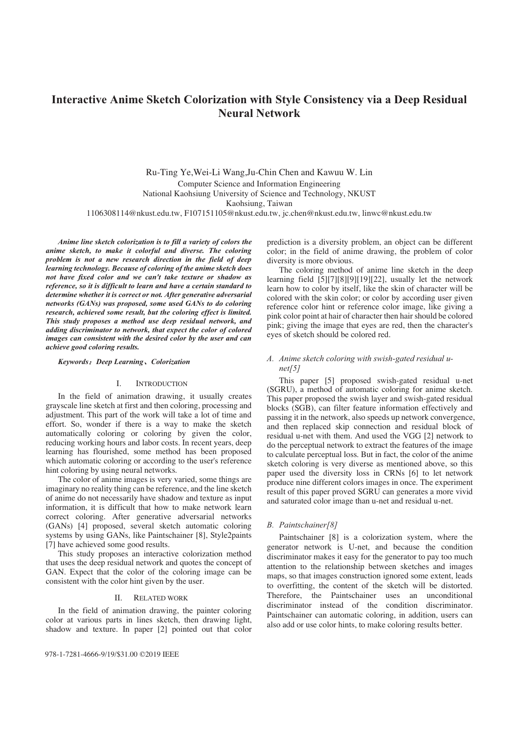# Interactive Anime Sketch Colorization with Style Consistency via a Deep Residual Neural Network

Ru-Ting Ye,Wei-Li Wang,Ju-Chin Chen and Kawuu W. Lin
Computer Science and Information Engineering
National Kaohsiung University of Science and Technology, NKUST
Kaohsiung, Taiwan
1106308114@nkust.edu.tw, F107151105@nkust.edu.tw, jc.chen@nkust.edu.tw, linwc@nkust.edu.tw

***Anime line sketch colorization is to fill a variety of colors the anime sketch, to make it colorful and diverse. The coloring problem is not a new research direction in the field of deep learning technology. Because of coloring of the anime sketch does not have fixed color and we can't take texture or shadow as reference, so it is difficult to learn and have a certain standard to determine whether it is correct or not. After generative adversarial networks (GANs) was proposed, some used GANs to do coloring research, achieved some result, but the coloring effect is limited. This study proposes a method use deep residual network, and adding discriminator to network, that expect the color of colored images can consistent with the desired color by the user and can achieve good coloring results.***

***Keywords：Deep Learning、Colorization***

## I. Introduction

In the field of animation drawing, it usually creates grayscale line sketch at first and then coloring, processing and adjustment. This part of the work will take a lot of time and effort. So, wonder if there is a way to make the sketch automatically coloring or coloring by given the color, reducing working hours and labor costs. In recent years, deep learning has flourished, some method has been proposed which automatic coloring or according to the user's reference hint coloring by using neural networks.

The color of anime images is very varied, some things are imaginary no reality thing can be reference, and the line sketch of anime do not necessarily have shadow and texture as input information, it is difficult that how to make network learn correct coloring. After generative adversarial networks (GANs) [4] proposed, several sketch automatic coloring systems by using GANs, like Paintschainer [8], Style2paints [7] have achieved some good results.

This study proposes an interactive colorization method that uses the deep residual network and quotes the concept of GAN. Expect that the color of the coloring image can be consistent with the color hint given by the user.

## II. Related work

In the field of animation drawing, the painter coloring color at various parts in lines sketch, then drawing light, shadow and texture. In paper [2] pointed out that color prediction is a diversity problem, an object can be different color; in the field of anime drawing, the problem of color diversity is more obvious.

The coloring method of anime line sketch in the deep learning field [5][7][8][9][19][22], usually let the network learn how to color by itself, like the skin of character will be colored with the skin color; or color by according user given reference color hint or reference color image, like giving a pink color point at hair of character then hair should be colored pink; giving the image that eyes are red, then the character's eyes of sketch should be colored red.

### *A. Anime sketch coloring with swish-gated residual u-net[5]*

This paper [5] proposed swish-gated residual u-net (SGRU), a method of automatic coloring for anime sketch. This paper proposed the swish layer and swish-gated residual blocks (SGB), can filter feature information effectively and passing it in the network, also speeds up network convergence, and then replaced skip connection and residual block of residual u-net with them. And used the VGG [2] network to do the perceptual network to extract the features of the image to calculate perceptual loss. But in fact, the color of the anime sketch coloring is very diverse as mentioned above, so this paper used the diversity loss in CRNs [6] to let network produce nine different colors images in once. The experiment result of this paper proved SGRU can generates a more vivid and saturated color image than u-net and residual u-net.

### *B. Paintschainer[8]*

Paintschainer [8] is a colorization system, where the generator network is U-net, and because the condition discriminator makes it easy for the generator to pay too much attention to the relationship between sketches and images maps, so that images construction ignored some extent, leads to overfitting, the content of the sketch will be distorted. Therefore, the Paintschainer uses an unconditional discriminator instead of the condition discriminator. Paintschainer can automatic coloring, in addition, users can also add or use color hints, to make coloring results better.

978-1-7281-4666-9/19/$31.00 ©2019 IEEE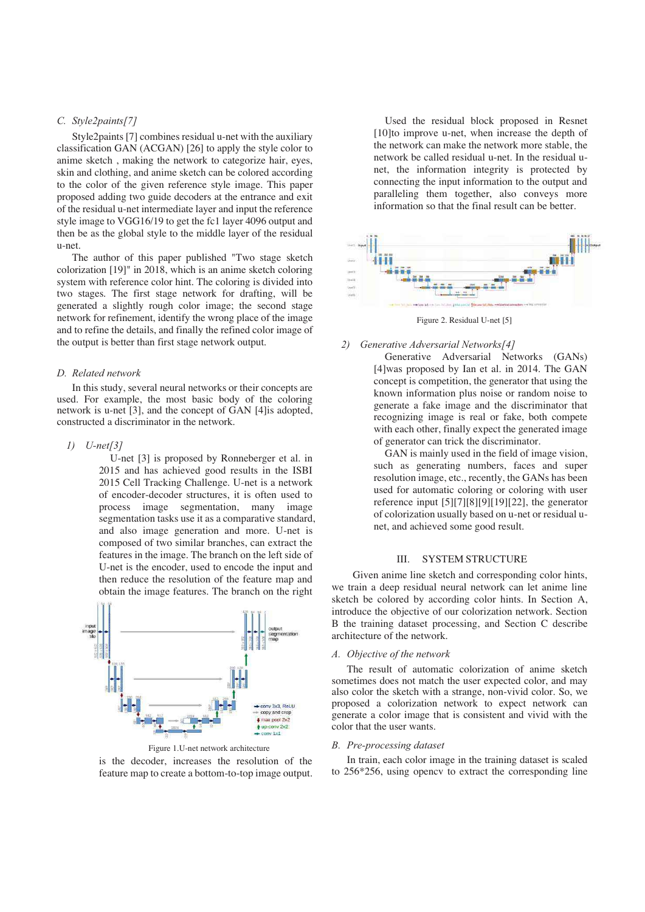### C. Style2paints[7]

Style2paints [7] combines residual u-net with the auxiliary classification GAN (ACGAN) [26] to apply the style color to anime sketch , making the network to categorize hair, eyes, skin and clothing, and anime sketch can be colored according to the color of the given reference style image. This paper proposed adding two guide decoders at the entrance and exit of the residual u-net intermediate layer and input the reference style image to VGG16/19 to get the fc1 layer 4096 output and then be as the global style to the middle layer of the residual u-net.

The author of this paper published "Two stage sketch colorization [19]" in 2018, which is an anime sketch coloring system with reference color hint. The coloring is divided into two stages. The first stage network for drafting, will be generated a slightly rough color image; the second stage network for refinement, identify the wrong place of the image and to refine the details, and finally the refined color image of the output is better than first stage network output.

### D. Related network

In this study, several neural networks or their concepts are used. For example, the most basic body of the coloring network is u-net [3], and the concept of GAN [4]is adopted, constructed a discriminator in the network.

#### 1) U-net[3]

U-net [3] is proposed by Ronneberger et al. in 2015 and has achieved good results in the ISBI 2015 Cell Tracking Challenge. U-net is a network of encoder-decoder structures, it is often used to process image segmentation, many image segmentation tasks use it as a comparative standard, and also image generation and more. U-net is composed of two similar branches, can extract the features in the image. The branch on the left side of U-net is the encoder, used to encode the input and then reduce the resolution of the feature map and obtain the image features. The branch on the right is the decoder, increases the resolution of the feature map to create a bottom-to-top image output.

Figure 1.U-net network architecture

Used the residual block proposed in Resnet [10]to improve u-net, when increase the depth of the network can make the network more stable, the network be called residual u-net. In the residual u-net, the information integrity is protected by connecting the input information to the output and paralleling them together, also conveys more information so that the final result can be better.

Figure 2. Residual U-net [5]

#### 2) Generative Adversarial Networks[4]

Generative Adversarial Networks (GANs) [4]was proposed by Ian et al. in 2014. The GAN concept is competition, the generator that using the known information plus noise or random noise to generate a fake image and the discriminator that recognizing image is real or fake, both compete with each other, finally expect the generated image of generator can trick the discriminator.

GAN is mainly used in the field of image vision, such as generating numbers, faces and super resolution image, etc., recently, the GANs has been used for automatic coloring or coloring with user reference input [5][7][8][9][19][22], the generator of colorization usually based on u-net or residual u-net, and achieved some good result.

## III. SYSTEM STRUCTURE

Given anime line sketch and corresponding color hints, we train a deep residual neural network can let anime line sketch be colored by according color hints. In Section A, introduce the objective of our colorization network. Section B the training dataset processing, and Section C describe architecture of the network.

### A. Objective of the network

The result of automatic colorization of anime sketch sometimes does not match the user expected color, and may also color the sketch with a strange, non-vivid color. So, we proposed a colorization network to expect network can generate a color image that is consistent and vivid with the color that the user wants.

### B. Pre-processing dataset

In train, each color image in the training dataset is scaled to 256*256, using opencv to extract the corresponding line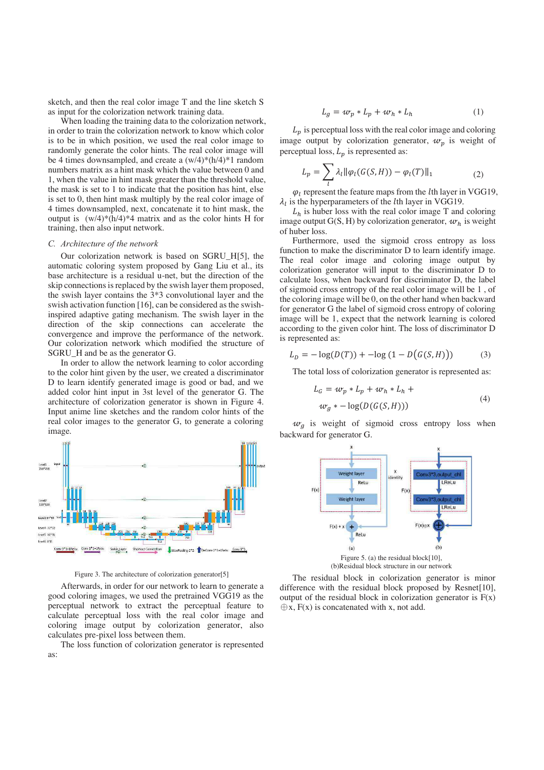sketch, and then the real color image T and the line sketch S as input for the colorization network training data.

When loading the training data to the colorization network, in order to train the colorization network to know which color is to be in which position, we used the real color image to randomly generate the color hints. The real color image will be 4 times downsampled, and create a (w/4)*(h/4)*1 random numbers matrix as a hint mask which the value between 0 and 1, when the value in hint mask greater than the threshold value, the mask is set to 1 to indicate that the position has hint, else is set to 0, then hint mask multiply by the real color image of 4 times downsampled, next, concatenate it to hint mask, the output is (w/4)*(h/4)*4 matrix and as the color hints H for training, then also input network.

### *C. Architecture of the network*

Our colorization network is based on SGRU_H[5], the automatic coloring system proposed by Gang Liu et al., its base architecture is a residual u-net, but the direction of the skip connections is replaced by the swish layer them proposed, the swish layer contains the 3*3 convolutional layer and the swish activation function [16], can be considered as the swish-inspired adaptive gating mechanism. The swish layer in the direction of the skip connections can accelerate the convergence and improve the performance of the network. Our colorization network which modified the structure of SGRU_H and be as the generator G.

In order to allow the network learning to color according to the color hint given by the user, we created a discriminator D to learn identify generated image is good or bad, and we added color hint input in 3st level of the generator G. The architecture of colorization generator is shown in Figure 4. Input anime line sketches and the random color hints of the real color images to the generator G, to generate a coloring image.

Figure 3. The architecture of colorization generator[5]

Afterwards, in order for our network to learn to generate a good coloring images, we used the pretrained VGG19 as the perceptual network to extract the perceptual feature to calculate perceptual loss with the real color image and coloring image output by colorization generator, also calculates pre-pixel loss between them.

The loss function of colorization generator is represented as:

$$L_g = w_p * L_p + w_h * L_h \tag{1}$$

$L_p$ is perceptual loss with the real color image and coloring image output by colorization generator, $w_p$ is weight of perceptual loss, $L_p$ is represented as:

$$L_p = \sum_l \lambda_l \|\varphi_l(G(S,H)) - \varphi_l(T)\|_1 \tag{2}$$

$\varphi_l$ represent the feature maps from the $l$th layer in VGG19, $\lambda_l$ is the hyperparameters of the $l$th layer in VGG19.

$L_h$ is huber loss with the real color image T and coloring image output G(S, H) by colorization generator, $w_h$ is weight of huber loss.

Furthermore, used the sigmoid cross entropy as loss function to make the discriminator D to learn identify image. The real color image and coloring image output by colorization generator will input to the discriminator D to calculate loss, when backward for discriminator D, the label of sigmoid cross entropy of the real color image will be 1 , of the coloring image will be 0, on the other hand when backward for generator G the label of sigmoid cross entropy of coloring image will be 1, expect that the network learning is colored according to the given color hint. The loss of discriminator D is represented as:

$$L_D = -\log(D(T)) + -\log\left(1 - D\big(G(S,H)\big)\right) \tag{3}$$

The total loss of colorization generator is represented as:

$$L_G = w_p * L_p + w_h * L_h + w_g * -\log(D(G(S,H))) \tag{4}$$

$w_g$ is weight of sigmoid cross entropy loss when backward for generator G.

Figure 5. (a) the residual block[10], (b)Residual block structure in our network

The residual block in colorization generator is minor difference with the residual block proposed by Resnet[10], output of the residual block in colorization generator is F(x) $\oplus$x, F(x) is concatenated with x, not add.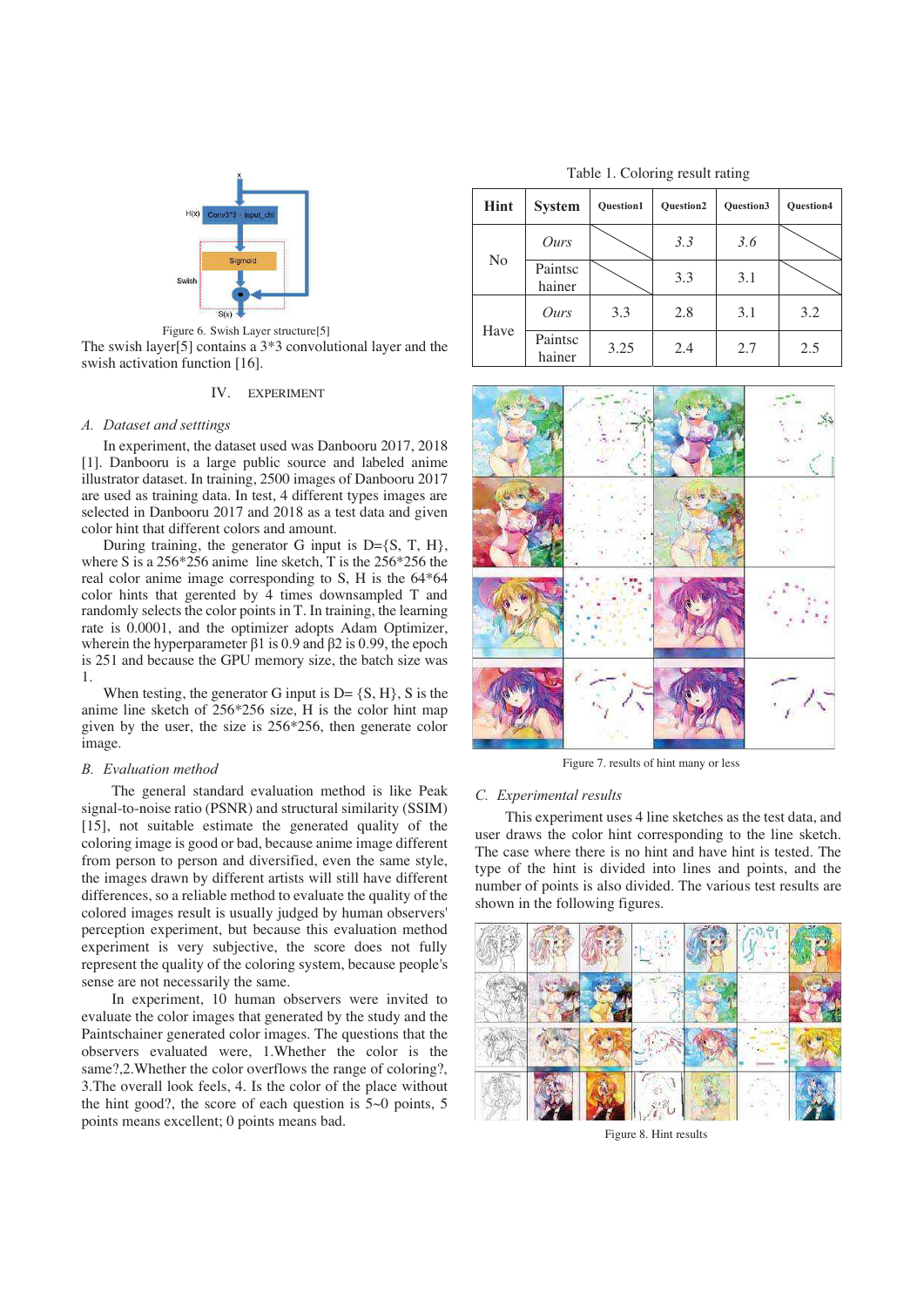Figure 6. Swish Layer structure[5]

The swish layer[5] contains a 3*3 convolutional layer and the swish activation function [16].

## IV. EXPERIMENT

### A. Dataset and setttings

In experiment, the dataset used was Danbooru 2017, 2018 [1]. Danbooru is a large public source and labeled anime illustrator dataset. In training, 2500 images of Danbooru 2017 are used as training data. In test, 4 different types images are selected in Danbooru 2017 and 2018 as a test data and given color hint that different colors and amount.

During training, the generator G input is D={S, T, H}, where S is a 256*256 anime line sketch, T is the 256*256 the real color anime image corresponding to S, H is the 64*64 color hints that gerented by 4 times downsampled T and randomly selects the color points in T. In training, the learning rate is 0.0001, and the optimizer adopts Adam Optimizer, wherein the hyperparameter β1 is 0.9 and β2 is 0.99, the epoch is 251 and because the GPU memory size, the batch size was 1.

When testing, the generator G input is D= {S, H}, S is the anime line sketch of 256*256 size, H is the color hint map given by the user, the size is 256*256, then generate color image.

### B. Evaluation method

The general standard evaluation method is like Peak signal-to-noise ratio (PSNR) and structural similarity (SSIM) [15], not suitable estimate the generated quality of the coloring image is good or bad, because anime image different from person to person and diversified, even the same style, the images drawn by different artists will still have different differences, so a reliable method to evaluate the quality of the colored images result is usually judged by human observers' perception experiment, but because this evaluation method experiment is very subjective, the score does not fully represent the quality of the coloring system, because people's sense are not necessarily the same.

In experiment, 10 human observers were invited to evaluate the color images that generated by the study and the Paintschainer generated color images. The questions that the observers evaluated were, 1.Whether the color is the same?,2.Whether the color overflows the range of coloring?, 3.The overall look feels, 4. Is the color of the place without the hint good?, the score of each question is 5~0 points, 5 points means excellent; 0 points means bad.

Table 1. Coloring result rating

| Hint | System | Question1 | Question2 | Question3 | Question4 |
|---|---|---|---|---|---|
| No | *Ours* | | *3.3* | *3.6* | |
| | Paintschainer | | 3.3 | 3.1 | |
| Have | *Ours* | 3.3 | 2.8 | 3.1 | 3.2 |
| | Paintschainer | 3.25 | 2.4 | 2.7 | 2.5 |

Figure 7. results of hint many or less

### C. Experimental results

This experiment uses 4 line sketches as the test data, and user draws the color hint corresponding to the line sketch. The case where there is no hint and have hint is tested. The type of the hint is divided into lines and points, and the number of points is also divided. The various test results are shown in the following figures.

Figure 8. Hint results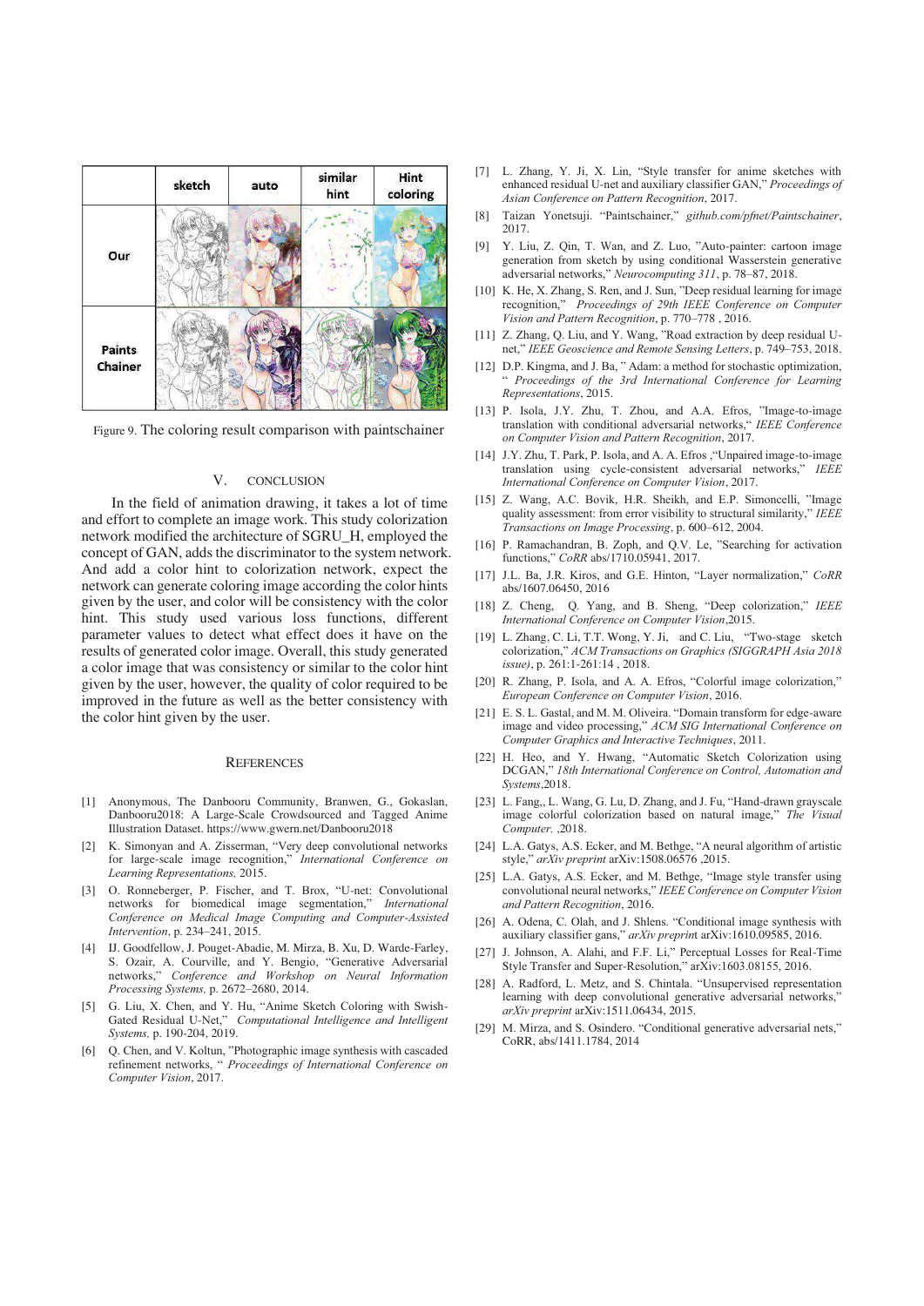| | sketch | auto | similar hint | Hint coloring |
|---|---|---|---|---|
| Our | | | | |
| Paints Chainer | | | | |

Figure 9. The coloring result comparison with paintschainer

## V. CONCLUSION

In the field of animation drawing, it takes a lot of time and effort to complete an image work. This study colorization network modified the architecture of SGRU_H, employed the concept of GAN, adds the discriminator to the system network. And add a color hint to colorization network, expect the network can generate coloring image according the color hints given by the user, and color will be consistency with the color hint. This study used various loss functions, different parameter values to detect what effect does it have on the results of generated color image. Overall, this study generated a color image that was consistency or similar to the color hint given by the user, however, the quality of color required to be improved in the future as well as the better consistency with the color hint given by the user.

## REFERENCES

[1] Anonymous, The Danbooru Community, Branwen, G., Gokaslan, Danbooru2018: A Large-Scale Crowdsourced and Tagged Anime Illustration Dataset. https://www.gwern.net/Danbooru2018

[2] K. Simonyan and A. Zisserman, "Very deep convolutional networks for large-scale image recognition," *International Conference on Learning Representations,* 2015.

[3] O. Ronneberger, P. Fischer, and T. Brox, "U-net: Convolutional networks for biomedical image segmentation," *International Conference on Medical Image Computing and Computer-Assisted Intervention*, p. 234–241, 2015.

[4] IJ. Goodfellow, J. Pouget-Abadie, M. Mirza, B. Xu, D. Warde-Farley, S. Ozair, A. Courville, and Y. Bengio, "Generative Adversarial networks," *Conference and Workshop on Neural Information Processing Systems,* p. 2672–2680, 2014.

[5] G. Liu, X. Chen, and Y. Hu, "Anime Sketch Coloring with Swish-Gated Residual U-Net," *Computational Intelligence and Intelligent Systems,* p. 190-204, 2019.

[6] Q. Chen, and V. Koltun, "Photographic image synthesis with cascaded refinement networks, " *Proceedings of International Conference on Computer Vision*, 2017.

[7] L. Zhang, Y. Ji, X. Lin, "Style transfer for anime sketches with enhanced residual U-net and auxiliary classifier GAN," *Proceedings of Asian Conference on Pattern Recognition*, 2017.

[8] Taizan Yonetsuji. "Paintschainer," *github.com/pfnet/Paintschainer*, 2017.

[9] Y. Liu, Z. Qin, T. Wan, and Z. Luo, "Auto-painter: cartoon image generation from sketch by using conditional Wasserstein generative adversarial networks," *Neurocomputing 311*, p. 78–87, 2018.

[10] K. He, X. Zhang, S. Ren, and J. Sun, "Deep residual learning for image recognition," *Proceedings of 29th IEEE Conference on Computer Vision and Pattern Recognition*, p. 770–778 , 2016.

[11] Z. Zhang, Q. Liu, and Y. Wang, "Road extraction by deep residual U-net," *IEEE Geoscience and Remote Sensing Letters*, p. 749–753, 2018.

[12] D.P. Kingma, and J. Ba, " Adam: a method for stochastic optimization, " *Proceedings of the 3rd International Conference for Learning Representations*, 2015.

[13] P. Isola, J.Y. Zhu, T. Zhou, and A.A. Efros, "Image-to-image translation with conditional adversarial networks," *IEEE Conference on Computer Vision and Pattern Recognition*, 2017.

[14] J.Y. Zhu, T. Park, P. Isola, and A. A. Efros ,"Unpaired image-to-image translation using cycle-consistent adversarial networks," *IEEE International Conference on Computer Vision*, 2017.

[15] Z. Wang, A.C. Bovik, H.R. Sheikh, and E.P. Simoncelli, "Image quality assessment: from error visibility to structural similarity," *IEEE Transactions on Image Processing*, p. 600–612, 2004.

[16] P. Ramachandran, B. Zoph, and Q.V. Le, "Searching for activation functions," *CoRR* abs/1710.05941, 2017.

[17] J.L. Ba, J.R. Kiros, and G.E. Hinton, "Layer normalization," *CoRR* abs/1607.06450, 2016

[18] Z. Cheng, Q. Yang, and B. Sheng, "Deep colorization," *IEEE International Conference on Computer Vision*,2015.

[19] L. Zhang, C. Li, T.T. Wong, Y. Ji, and C. Liu, "Two-stage sketch colorization," *ACM Transactions on Graphics (SIGGRAPH Asia 2018 issue)*, p. 261:1-261:14 , 2018.

[20] R. Zhang, P. Isola, and A. A. Efros, "Colorful image colorization," *European Conference on Computer Vision*, 2016.

[21] E. S. L. Gastal, and M. M. Oliveira. "Domain transform for edge-aware image and video processing," *ACM SIG International Conference on Computer Graphics and Interactive Techniques*, 2011.

[22] H. Heo, and Y. Hwang, "Automatic Sketch Colorization using DCGAN," *18th International Conference on Control, Automation and Systems*,2018.

[23] L. Fang,, L. Wang, G. Lu, D. Zhang, and J. Fu, "Hand-drawn grayscale image colorful colorization based on natural image," *The Visual Computer.* ,2018.

[24] L.A. Gatys, A.S. Ecker, and M. Bethge, "A neural algorithm of artistic style," *arXiv preprint* arXiv:1508.06576 ,2015.

[25] L.A. Gatys, A.S. Ecker, and M. Bethge, "Image style transfer using convolutional neural networks," *IEEE Conference on Computer Vision and Pattern Recognition*, 2016.

[26] A. Odena, C. Olah, and J. Shlens. "Conditional image synthesis with auxiliary classifier gans," *arXiv preprint* arXiv:1610.09585, 2016.

[27] J. Johnson, A. Alahi, and F.F. Li," Perceptual Losses for Real-Time Style Transfer and Super-Resolution," arXiv:1603.08155, 2016.

[28] A. Radford, L. Metz, and S. Chintala. "Unsupervised representation learning with deep convolutional generative adversarial networks," *arXiv preprint* arXiv:1511.06434, 2015.

[29] M. Mirza, and S. Osindero. "Conditional generative adversarial nets," CoRR, abs/1411.1784, 2014